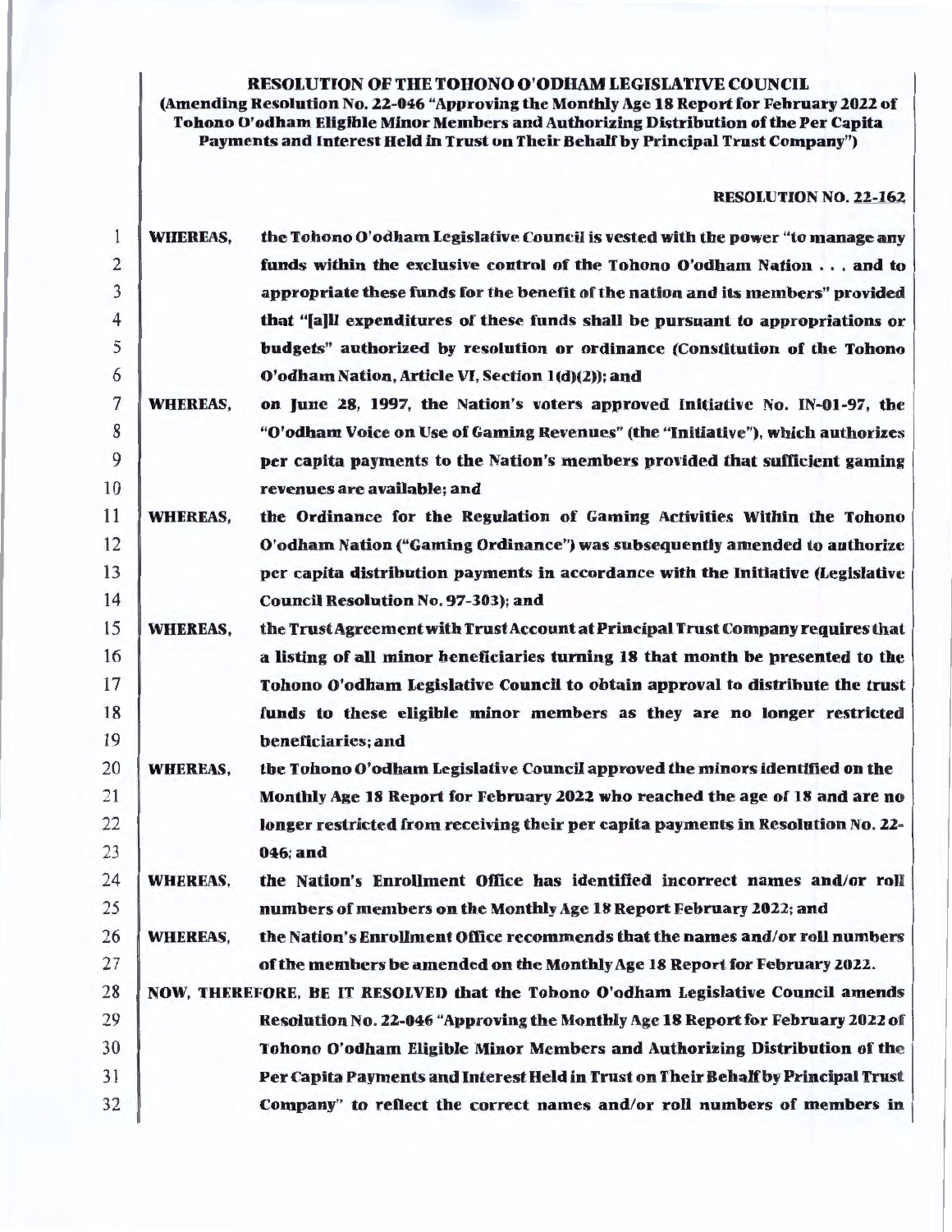**RESOLUTION OF THE TOHONO O'ODHAM LEGISLATIVE COUNCIL**
**(Amending Resolution No. 22-046 "Approving the Monthly Age 18 Report for February 2022 of Tohono O'odham Eligible Minor Members and Authorizing Distribution of the Per Capita Payments and Interest Held in Trust on Their Behalf by Principal Trust Company")**

**RESOLUTION NO. 22-162**

**WHEREAS,** the Tohono O'odham Legislative Council is vested with the power "to manage any funds within the exclusive control of the Tohono O'odham Nation . . . and to appropriate these funds for the benefit of the nation and its members" provided that "[a]ll expenditures of these funds shall be pursuant to appropriations or budgets" authorized by resolution or ordinance (Constitution of the Tohono O'odham Nation, Article VI, Section 1(d)(2)); and

**WHEREAS,** on June 28, 1997, the Nation's voters approved Initiative No. IN-01-97, the "O'odham Voice on Use of Gaming Revenues" (the "Initiative"), which authorizes per capita payments to the Nation's members provided that sufficient gaming revenues are available; and

**WHEREAS,** the Ordinance for the Regulation of Gaming Activities Within the Tohono O'odham Nation ("Gaming Ordinance") was subsequently amended to authorize per capita distribution payments in accordance with the Initiative (Legislative Council Resolution No. 97-303); and

**WHEREAS,** the Trust Agreement with Trust Account at Principal Trust Company requires that a listing of all minor beneficiaries turning 18 that month be presented to the Tohono O'odham Legislative Council to obtain approval to distribute the trust funds to these eligible minor members as they are no longer restricted beneficiaries; and

**WHEREAS,** the Tohono O'odham Legislative Council approved the minors identified on the Monthly Age 18 Report for February 2022 who reached the age of 18 and are no longer restricted from receiving their per capita payments in Resolution No. 22-046; and

**WHEREAS,** the Nation's Enrollment Office has identified incorrect names and/or roll numbers of members on the Monthly Age 18 Report February 2022; and

**WHEREAS,** the Nation's Enrollment Office recommends that the names and/or roll numbers of the members be amended on the Monthly Age 18 Report for February 2022.

**NOW, THEREFORE, BE IT RESOLVED** that the Tohono O'odham Legislative Council amends Resolution No. 22-046 "Approving the Monthly Age 18 Report for February 2022 of Tohono O'odham Eligible Minor Members and Authorizing Distribution of the Per Capita Payments and Interest Held in Trust on Their Behalf by Principal Trust Company" to reflect the correct names and/or roll numbers of members in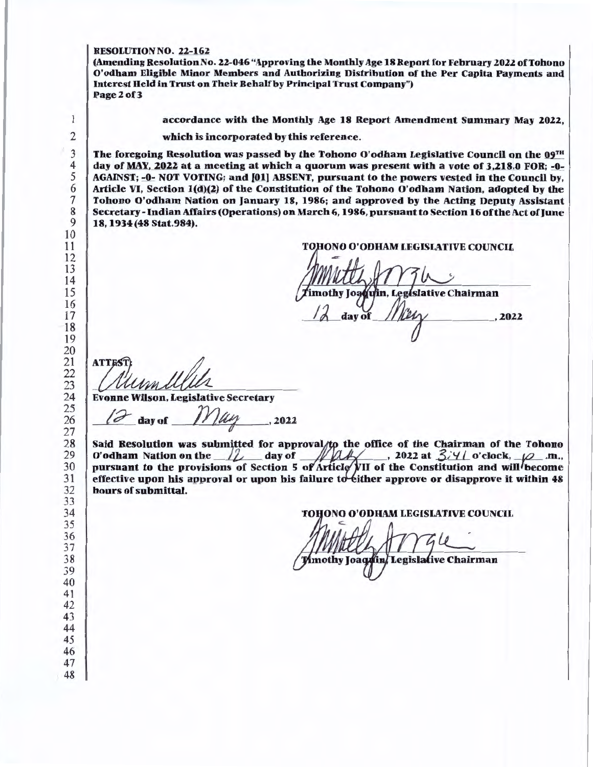**RESOLUTION NO. 22-162**
**(Amending Resolution No. 22-046 "Approving the Monthly Age 18 Report for February 2022 of Tohono O'odham Eligible Minor Members and Authorizing Distribution of the Per Capita Payments and Interest Held in Trust on Their Behalf by Principal Trust Company")**
**Page 2 of 3**

**accordance with the Monthly Age 18 Report Amendment Summary May 2022, which is incorporated by this reference.**

**The foregoing Resolution was passed by the Tohono O'odham Legislative Council on the 09TH day of MAY, 2022 at a meeting at which a quorum was present with a vote of 3,218.0 FOR; -0- AGAINST; -0- NOT VOTING; and [01] ABSENT, pursuant to the powers vested in the Council by, Article VI, Section 1(d)(2) of the Constitution of the Tohono O'odham Nation, adopted by the Tohono O'odham Nation on January 18, 1986; and approved by the Acting Deputy Assistant Secretary - Indian Affairs (Operations) on March 6, 1986, pursuant to Section 16 of the Act of June 18, 1934 (48 Stat.984).**

**TOHONO O'ODHAM LEGISLATIVE COUNCIL**

**Timothy Joaquin, Legislative Chairman**

**12 day of May, 2022**

**ATTEST:**

**Evonne Wilson, Legislative Secretary**

**12 day of May, 2022**

**Said Resolution was submitted for approval to the office of the Chairman of the Tohono O'odham Nation on the 12 day of May, 2022 at 3:41 o'clock, p .m., pursuant to the provisions of Section 5 of Article VII of the Constitution and will become effective upon his approval or upon his failure to either approve or disapprove it within 48 hours of submittal.**

**TOHONO O'ODHAM LEGISLATIVE COUNCIL**

**Timothy Joaquin, Legislative Chairman**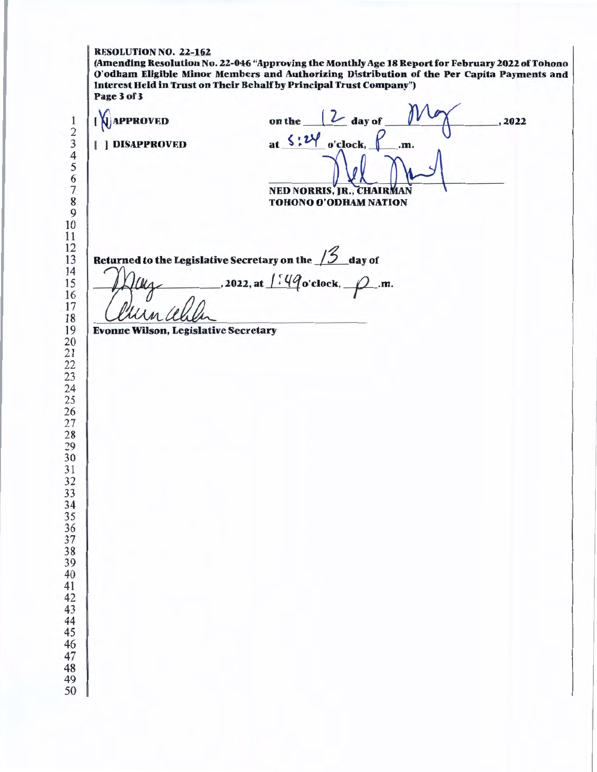**RESOLUTION NO. 22-162**
**(Amending Resolution No. 22-046 "Approving the Monthly Age 18 Report for February 2022 of Tohono O'odham Eligible Minor Members and Authorizing Distribution of the Per Capita Payments and Interest Held in Trust on Their Behalf by Principal Trust Company")**

[ X ] **APPROVED** on the 12 day of May, 2022

[ ] **DISAPPROVED** at 5:24 o'clock, P.m.

NED NORRIS, JR., CHAIRMAN
TOHONO O'ODHAM NATION

Returned to the Legislative Secretary on the 13 day of May, 2022, at 1:49 o'clock, P.m.

Evonne Wilson, Legislative Secretary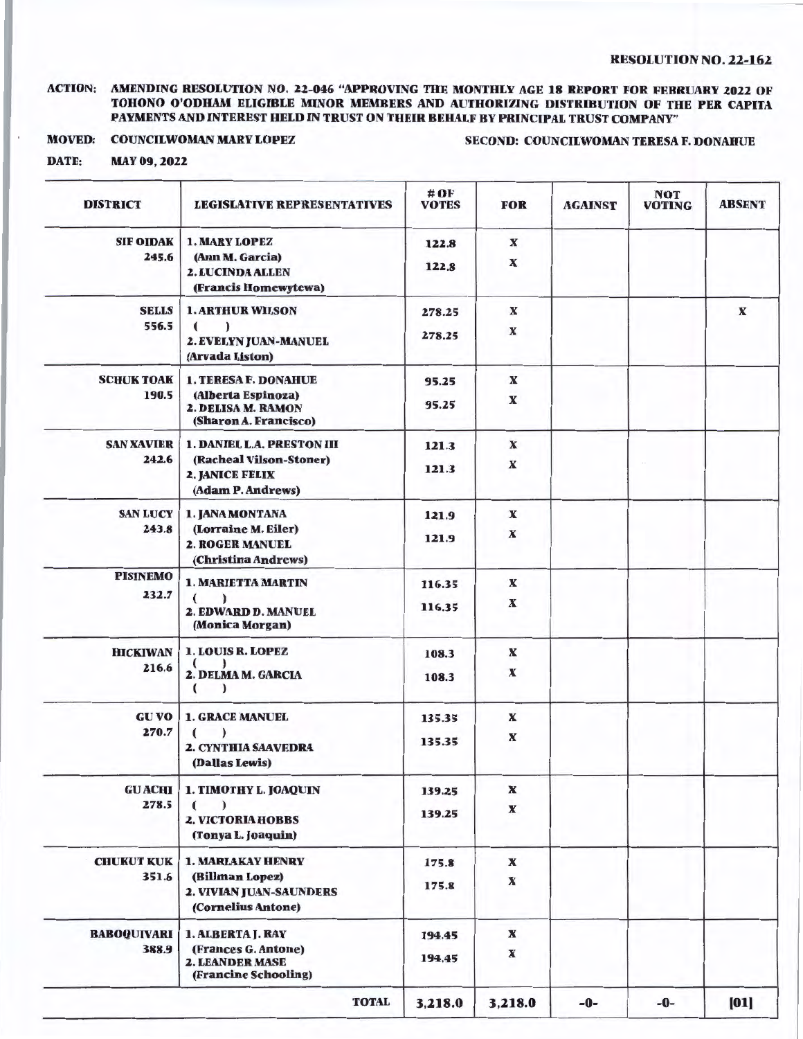**RESOLUTION NO. 22-162**

**ACTION:** AMENDING RESOLUTION NO. 22-046 "APPROVING THE MONTHLY AGE 18 REPORT FOR FEBRUARY 2022 OF TOHONO O'ODHAM ELIGIBLE MINOR MEMBERS AND AUTHORIZING DISTRIBUTION OF THE PER CAPITA PAYMENTS AND INTEREST HELD IN TRUST ON THEIR BEHALF BY PRINCIPAL TRUST COMPANY"

**MOVED:** COUNCILWOMAN MARY LOPEZ

**SECOND:** COUNCILWOMAN TERESA F. DONAHUE

**DATE:** MAY 09, 2022

| DISTRICT | LEGISLATIVE REPRESENTATIVES | # OF VOTES | FOR | AGAINST | NOT VOTING | ABSENT |
|---|---|---|---|---|---|---|
| SIF OIDAK 245.6 | 1. MARY LOPEZ (Ann M. Garcia) 2. LUCINDA ALLEN (Francis Homewytewa) | 122.8 122.8 | X X | | | |
| SELLS 556.5 | 1. ARTHUR WILSON ( ) 2. EVELYN JUAN-MANUEL (Arvada Liston) | 278.25 278.25 | X X | | | X |
| SCHUK TOAK 190.5 | 1. TERESA F. DONAHUE (Alberta Espinoza) 2. DELISA M. RAMON (Sharon A. Francisco) | 95.25 95.25 | X X | | | |
| SAN XAVIER 242.6 | 1. DANIEL L.A. PRESTON III (Racheal Vilson-Stoner) 2. JANICE FELIX (Adam P. Andrews) | 121.3 121.3 | X X | | | |
| SAN LUCY 243.8 | 1. JANA MONTANA (Lorraine M. Eiler) 2. ROGER MANUEL (Christina Andrews) | 121.9 121.9 | X X | | | |
| PISINEMO 232.7 | 1. MARIETTA MARTIN ( ) 2. EDWARD D. MANUEL (Monica Morgan) | 116.35 116.35 | X X | | | |
| HICKIWAN 216.6 | 1. LOUIS R. LOPEZ ( ) 2. DELMA M. GARCIA ( ) | 108.3 108.3 | X X | | | |
| GU VO 270.7 | 1. GRACE MANUEL ( ) 2. CYNTHIA SAAVEDRA (Dallas Lewis) | 135.35 135.35 | X X | | | |
| GU ACHI 278.5 | 1. TIMOTHY L. JOAQUIN ( ) 2. VICTORIA HOBBS (Tonya L. Joaquin) | 139.25 139.25 | X X | | | |
| CHUKUT KUK 351.6 | 1. MARLAKAY HENRY (Billman Lopez) 2. VIVIAN JUAN-SAUNDERS (Cornelius Antone) | 175.8 175.8 | X X | | | |
| BABOQUIVARI 388.9 | 1. ALBERTA J. RAY (Frances G. Antone) 2. LEANDER MASE (Francine Schooling) | 194.45 194.45 | X X | | | |
| | **TOTAL** | **3,218.0** | **3,218.0** | **-0-** | **-0-** | **[01]** |